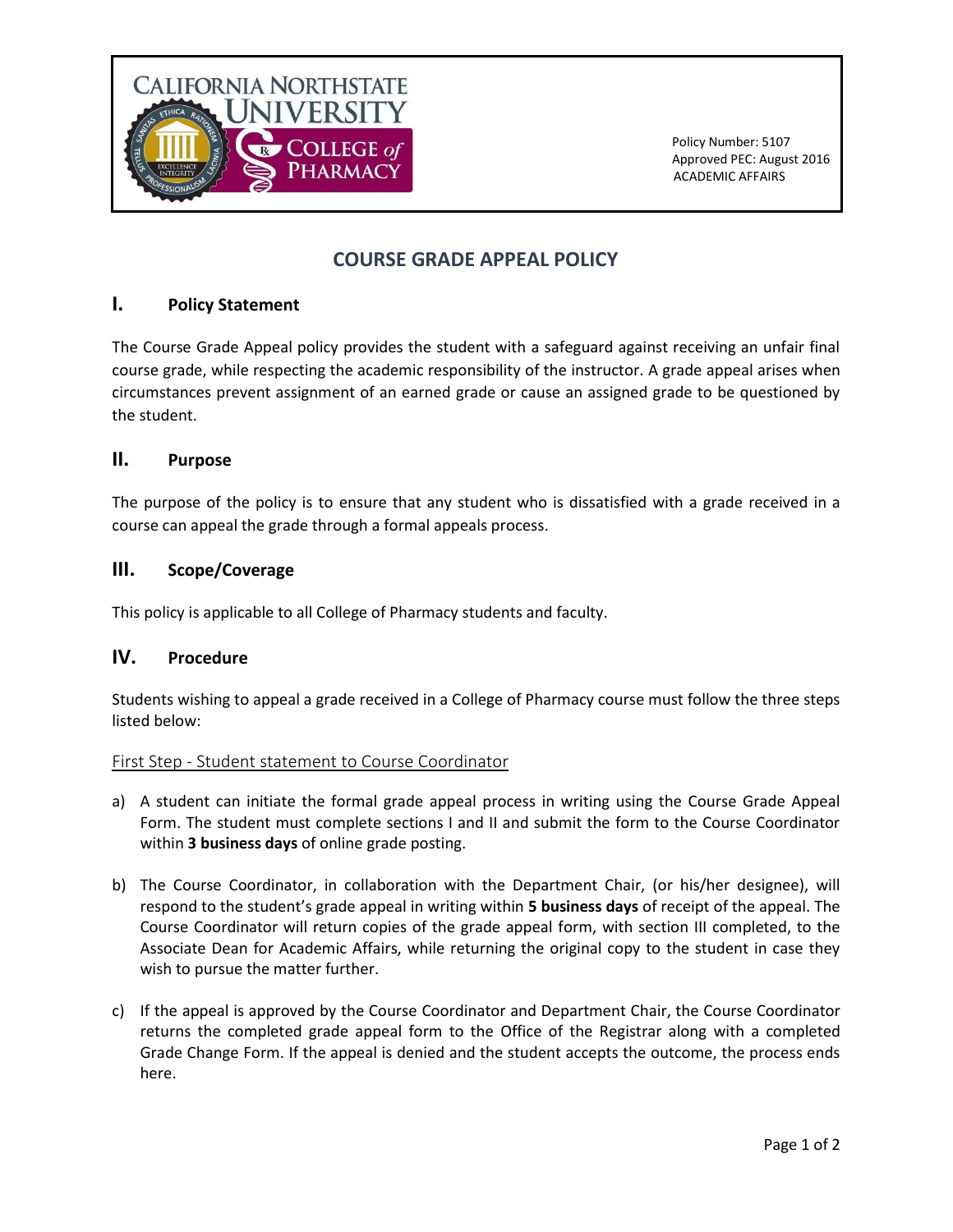California Northstate University College of Pharmacy

Policy Number: 5107
Approved PEC: August 2016
ACADEMIC AFFAIRS

# COURSE GRADE APPEAL POLICY

## I. Policy Statement

The Course Grade Appeal policy provides the student with a safeguard against receiving an unfair final course grade, while respecting the academic responsibility of the instructor. A grade appeal arises when circumstances prevent assignment of an earned grade or cause an assigned grade to be questioned by the student.

## II. Purpose

The purpose of the policy is to ensure that any student who is dissatisfied with a grade received in a course can appeal the grade through a formal appeals process.

## III. Scope/Coverage

This policy is applicable to all College of Pharmacy students and faculty.

## IV. Procedure

Students wishing to appeal a grade received in a College of Pharmacy course must follow the three steps listed below:

### First Step - Student statement to Course Coordinator

a) A student can initiate the formal grade appeal process in writing using the Course Grade Appeal Form. The student must complete sections I and II and submit the form to the Course Coordinator within **3 business days** of online grade posting.

b) The Course Coordinator, in collaboration with the Department Chair, (or his/her designee), will respond to the student's grade appeal in writing within **5 business days** of receipt of the appeal. The Course Coordinator will return copies of the grade appeal form, with section III completed, to the Associate Dean for Academic Affairs, while returning the original copy to the student in case they wish to pursue the matter further.

c) If the appeal is approved by the Course Coordinator and Department Chair, the Course Coordinator returns the completed grade appeal form to the Office of the Registrar along with a completed Grade Change Form. If the appeal is denied and the student accepts the outcome, the process ends here.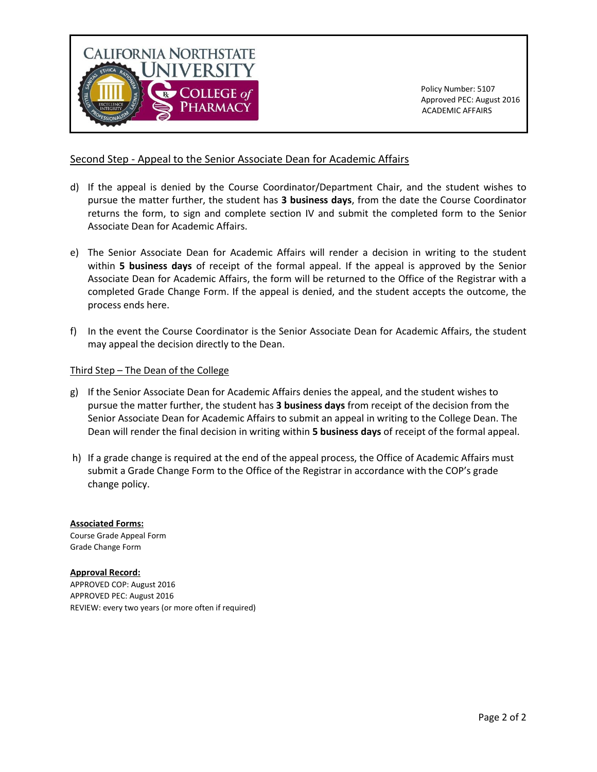## Second Step - Appeal to the Senior Associate Dean for Academic Affairs

d) If the appeal is denied by the Course Coordinator/Department Chair, and the student wishes to pursue the matter further, the student has **3 business days**, from the date the Course Coordinator returns the form, to sign and complete section IV and submit the completed form to the Senior Associate Dean for Academic Affairs.

e) The Senior Associate Dean for Academic Affairs will render a decision in writing to the student within **5 business days** of receipt of the formal appeal. If the appeal is approved by the Senior Associate Dean for Academic Affairs, the form will be returned to the Office of the Registrar with a completed Grade Change Form. If the appeal is denied, and the student accepts the outcome, the process ends here.

f) In the event the Course Coordinator is the Senior Associate Dean for Academic Affairs, the student may appeal the decision directly to the Dean.

## Third Step – The Dean of the College

g) If the Senior Associate Dean for Academic Affairs denies the appeal, and the student wishes to pursue the matter further, the student has **3 business days** from receipt of the decision from the Senior Associate Dean for Academic Affairs to submit an appeal in writing to the College Dean. The Dean will render the final decision in writing within **5 business days** of receipt of the formal appeal.

h) If a grade change is required at the end of the appeal process, the Office of Academic Affairs must submit a Grade Change Form to the Office of the Registrar in accordance with the COP's grade change policy.

**Associated Forms:**
Course Grade Appeal Form
Grade Change Form

**Approval Record:**
APPROVED COP: August 2016
APPROVED PEC: August 2016
REVIEW: every two years (or more often if required)